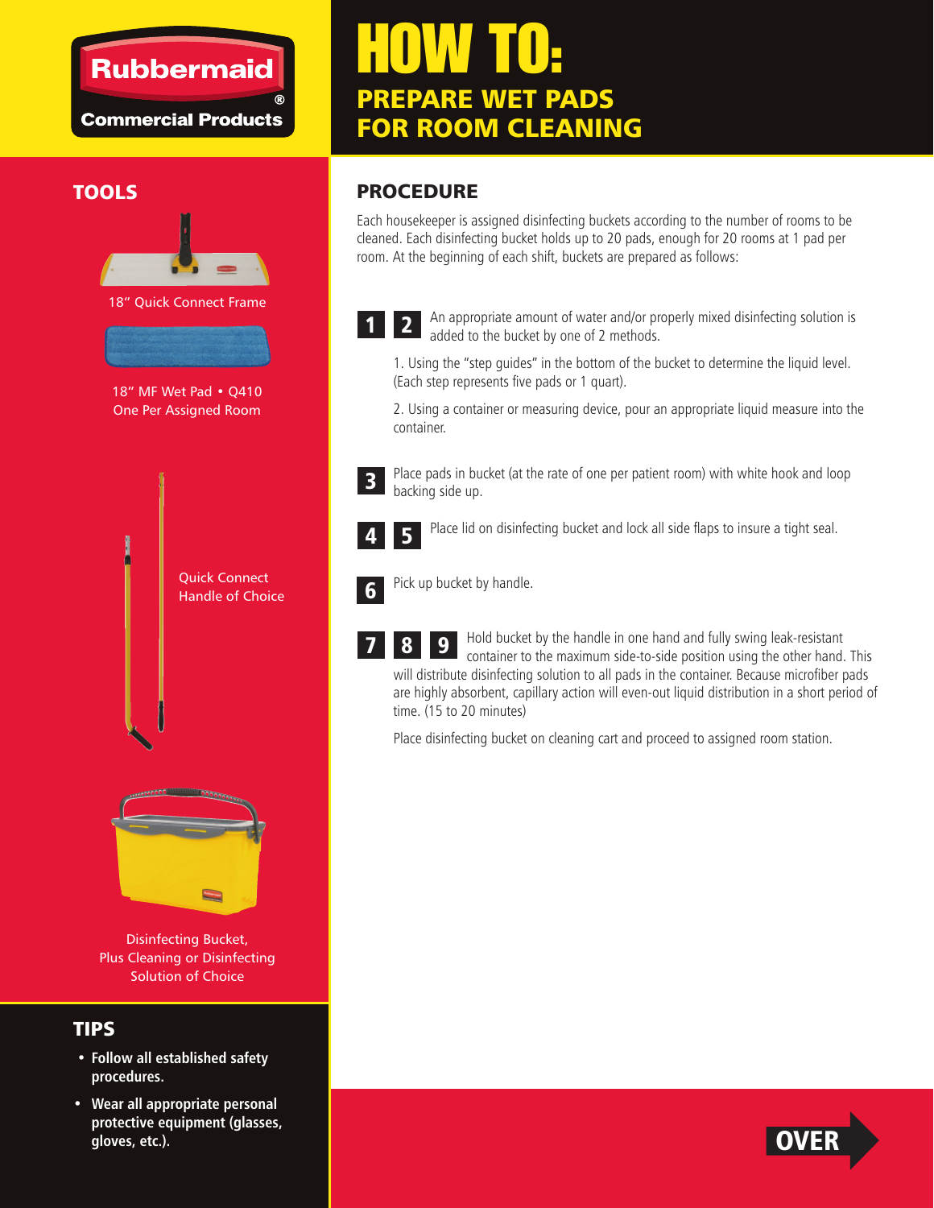Rubbermaid®
Commercial Products

# HOW TO:
## PREPARE WET PADS FOR ROOM CLEANING

## TOOLS

18" Quick Connect Frame

18" MF Wet Pad • Q410
One Per Assigned Room

Quick Connect
Handle of Choice

Disinfecting Bucket,
Plus Cleaning or Disinfecting
Solution of Choice

## TIPS

- **Follow all established safety procedures.**
- **Wear all appropriate personal protective equipment (glasses, gloves, etc.).**

## PROCEDURE

Each housekeeper is assigned disinfecting buckets according to the number of rooms to be cleaned. Each disinfecting bucket holds up to 20 pads, enough for 20 rooms at 1 pad per room. At the beginning of each shift, buckets are prepared as follows:

**1** **2** An appropriate amount of water and/or properly mixed disinfecting solution is added to the bucket by one of 2 methods.

1. Using the "step guides" in the bottom of the bucket to determine the liquid level. (Each step represents five pads or 1 quart).

2. Using a container or measuring device, pour an appropriate liquid measure into the container.

**3** Place pads in bucket (at the rate of one per patient room) with white hook and loop backing side up.

**4** **5** Place lid on disinfecting bucket and lock all side flaps to insure a tight seal.

**6** Pick up bucket by handle.

**7** **8** **9** Hold bucket by the handle in one hand and fully swing leak-resistant container to the maximum side-to-side position using the other hand. This will distribute disinfecting solution to all pads in the container. Because microfiber pads are highly absorbent, capillary action will even-out liquid distribution in a short period of time. (15 to 20 minutes)

Place disinfecting bucket on cleaning cart and proceed to assigned room station.

OVER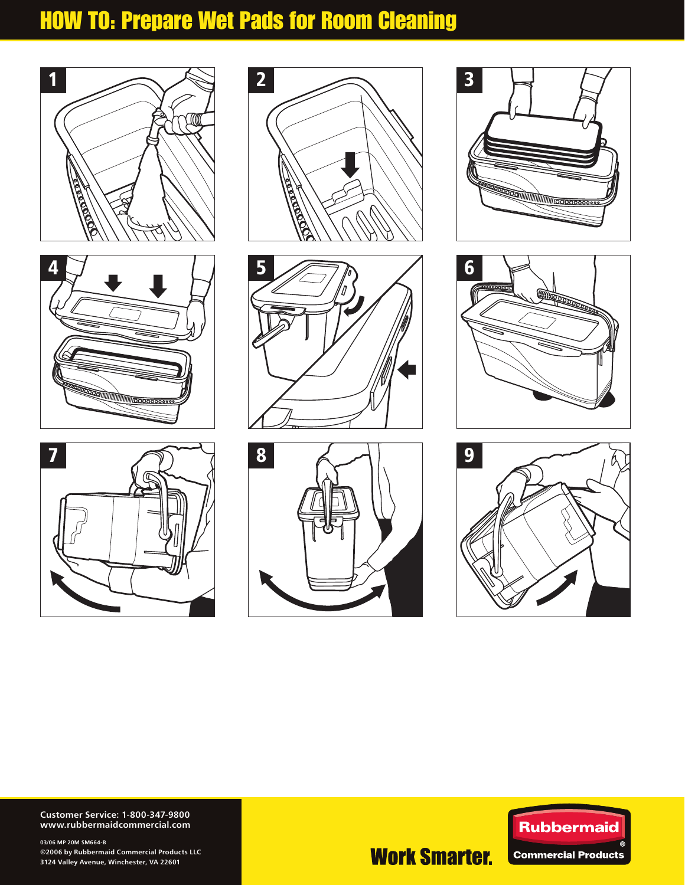# HOW TO: Prepare Wet Pads for Room Cleaning

1

2

3

4

5

6

7

8

9

Customer Service: 1-800-347-9800
www.rubbermaidcommercial.com

03/06 MP 20M SM664-B
©2006 by Rubbermaid Commercial Products LLC
3124 Valley Avenue, Winchester, VA 22601

Work Smarter.

Rubbermaid® Commercial Products